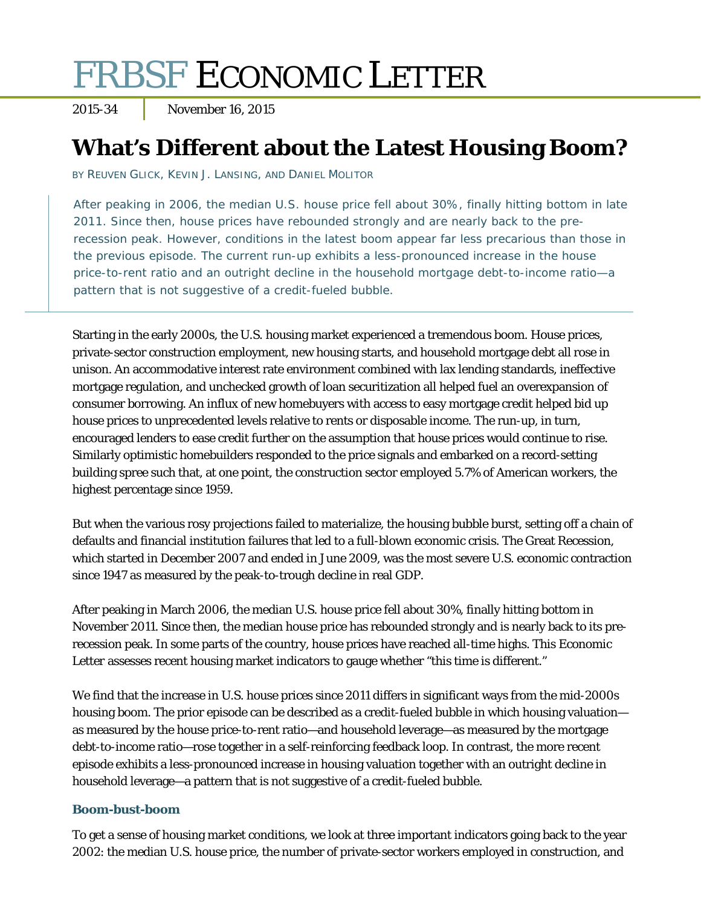# FRBSF ECONOMIC LETTER

2015-34 | November 16, 2015

## What's Different about the Latest Housing Boom?

BY REUVEN GLICK, KEVIN J. LANSING, AND DANIEL MOLITOR

After peaking in 2006, the median U.S. house price fell about 30%, finally hitting bottom in late 2011. Since then, house prices have rebounded strongly and are nearly back to the pre-recession peak. However, conditions in the latest boom appear far less precarious than those in the previous episode. The current run-up exhibits a less-pronounced increase in the house price-to-rent ratio and an outright decline in the household mortgage debt-to-income ratio—a pattern that is not suggestive of a credit-fueled bubble.

Starting in the early 2000s, the U.S. housing market experienced a tremendous boom. House prices, private-sector construction employment, new housing starts, and household mortgage debt all rose in unison. An accommodative interest rate environment combined with lax lending standards, ineffective mortgage regulation, and unchecked growth of loan securitization all helped fuel an overexpansion of consumer borrowing. An influx of new homebuyers with access to easy mortgage credit helped bid up house prices to unprecedented levels relative to rents or disposable income. The run-up, in turn, encouraged lenders to ease credit further on the assumption that house prices would continue to rise. Similarly optimistic homebuilders responded to the price signals and embarked on a record-setting building spree such that, at one point, the construction sector employed 5.7% of American workers, the highest percentage since 1959.

But when the various rosy projections failed to materialize, the housing bubble burst, setting off a chain of defaults and financial institution failures that led to a full-blown economic crisis. The Great Recession, which started in December 2007 and ended in June 2009, was the most severe U.S. economic contraction since 1947 as measured by the peak-to-trough decline in real GDP.

After peaking in March 2006, the median U.S. house price fell about 30%, finally hitting bottom in November 2011. Since then, the median house price has rebounded strongly and is nearly back to its pre-recession peak. In some parts of the country, house prices have reached all-time highs. This Economic Letter assesses recent housing market indicators to gauge whether "this time is different."

We find that the increase in U.S. house prices since 2011 differs in significant ways from the mid-2000s housing boom. The prior episode can be described as a credit-fueled bubble in which housing valuation—as measured by the house price-to-rent ratio—and household leverage—as measured by the mortgage debt-to-income ratio—rose together in a self-reinforcing feedback loop. In contrast, the more recent episode exhibits a less-pronounced increase in housing valuation together with an outright decline in household leverage—a pattern that is not suggestive of a credit-fueled bubble.

### Boom-bust-boom

To get a sense of housing market conditions, we look at three important indicators going back to the year 2002: the median U.S. house price, the number of private-sector workers employed in construction, and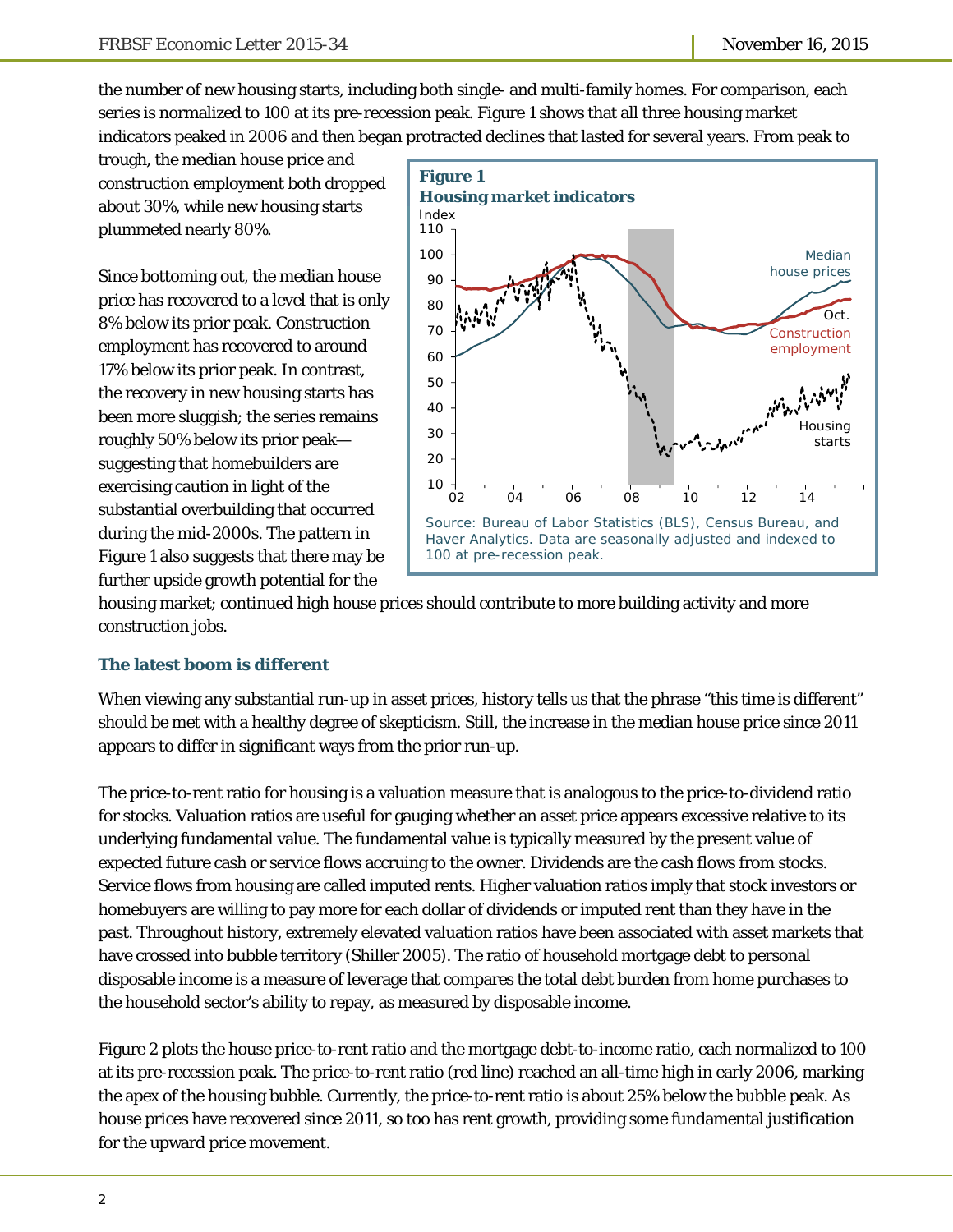the number of new housing starts, including both single- and multi-family homes. For comparison, each series is normalized to 100 at its pre-recession peak. Figure 1 shows that all three housing market indicators peaked in 2006 and then began protracted declines that lasted for several years. From peak to trough, the median house price and construction employment both dropped about 30%, while new housing starts plummeted nearly 80%.

Since bottoming out, the median house price has recovered to a level that is only 8% below its prior peak. Construction employment has recovered to around 17% below its prior peak. In contrast, the recovery in new housing starts has been more sluggish; the series remains roughly 50% below its prior peak—suggesting that homebuilders are exercising caution in light of the substantial overbuilding that occurred during the mid-2000s. The pattern in Figure 1 also suggests that there may be further upside growth potential for the housing market; continued high house prices should contribute to more building activity and more construction jobs.

**Figure 1**
**Housing market indicators**

Source: Bureau of Labor Statistics (BLS), Census Bureau, and Haver Analytics. Data are seasonally adjusted and indexed to 100 at pre-recession peak.

### The latest boom is different

When viewing any substantial run-up in asset prices, history tells us that the phrase "this time is different" should be met with a healthy degree of skepticism. Still, the increase in the median house price since 2011 appears to differ in significant ways from the prior run-up.

The price-to-rent ratio for housing is a valuation measure that is analogous to the price-to-dividend ratio for stocks. Valuation ratios are useful for gauging whether an asset price appears excessive relative to its underlying fundamental value. The fundamental value is typically measured by the present value of expected future cash or service flows accruing to the owner. Dividends are the cash flows from stocks. Service flows from housing are called imputed rents. Higher valuation ratios imply that stock investors or homebuyers are willing to pay more for each dollar of dividends or imputed rent than they have in the past. Throughout history, extremely elevated valuation ratios have been associated with asset markets that have crossed into bubble territory (Shiller 2005). The ratio of household mortgage debt to personal disposable income is a measure of leverage that compares the total debt burden from home purchases to the household sector's ability to repay, as measured by disposable income.

Figure 2 plots the house price-to-rent ratio and the mortgage debt-to-income ratio, each normalized to 100 at its pre-recession peak. The price-to-rent ratio (red line) reached an all-time high in early 2006, marking the apex of the housing bubble. Currently, the price-to-rent ratio is about 25% below the bubble peak. As house prices have recovered since 2011, so too has rent growth, providing some fundamental justification for the upward price movement.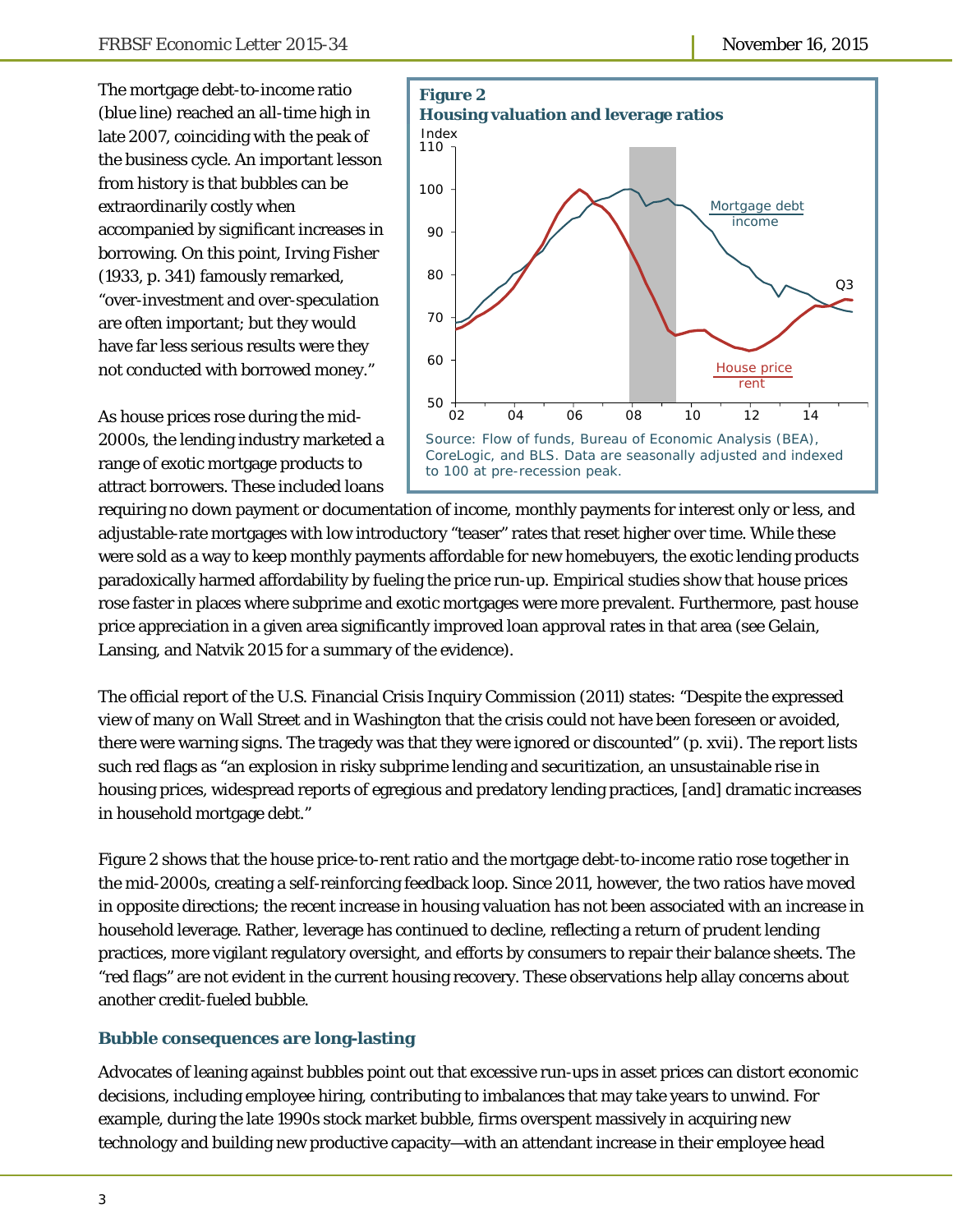The mortgage debt-to-income ratio (blue line) reached an all-time high in late 2007, coinciding with the peak of the business cycle. An important lesson from history is that bubbles can be extraordinarily costly when accompanied by significant increases in borrowing. On this point, Irving Fisher (1933, p. 341) famously remarked, "over-investment and over-speculation are often important; but they would have far less serious results were they not conducted with borrowed money."

**Figure 2**
**Housing valuation and leverage ratios**

Source: Flow of funds, Bureau of Economic Analysis (BEA), CoreLogic, and BLS. Data are seasonally adjusted and indexed to 100 at pre-recession peak.

As house prices rose during the mid-2000s, the lending industry marketed a range of exotic mortgage products to attract borrowers. These included loans requiring no down payment or documentation of income, monthly payments for interest only or less, and adjustable-rate mortgages with low introductory "teaser" rates that reset higher over time. While these were sold as a way to keep monthly payments affordable for new homebuyers, the exotic lending products paradoxically harmed affordability by fueling the price run-up. Empirical studies show that house prices rose faster in places where subprime and exotic mortgages were more prevalent. Furthermore, past house price appreciation in a given area significantly improved loan approval rates in that area (see Gelain, Lansing, and Natvik 2015 for a summary of the evidence).

The official report of the U.S. Financial Crisis Inquiry Commission (2011) states: "Despite the expressed view of many on Wall Street and in Washington that the crisis could not have been foreseen or avoided, there were warning signs. The tragedy was that they were ignored or discounted" (p. xvii). The report lists such red flags as "an explosion in risky subprime lending and securitization, an unsustainable rise in housing prices, widespread reports of egregious and predatory lending practices, [and] dramatic increases in household mortgage debt."

Figure 2 shows that the house price-to-rent ratio and the mortgage debt-to-income ratio rose together in the mid-2000s, creating a self-reinforcing feedback loop. Since 2011, however, the two ratios have moved in opposite directions; the recent increase in housing valuation has not been associated with an increase in household leverage. Rather, leverage has continued to decline, reflecting a return of prudent lending practices, more vigilant regulatory oversight, and efforts by consumers to repair their balance sheets. The "red flags" are not evident in the current housing recovery. These observations help allay concerns about another credit-fueled bubble.

## Bubble consequences are long-lasting

Advocates of leaning against bubbles point out that excessive run-ups in asset prices can distort economic decisions, including employee hiring, contributing to imbalances that may take years to unwind. For example, during the late 1990s stock market bubble, firms overspent massively in acquiring new technology and building new productive capacity—with an attendant increase in their employee head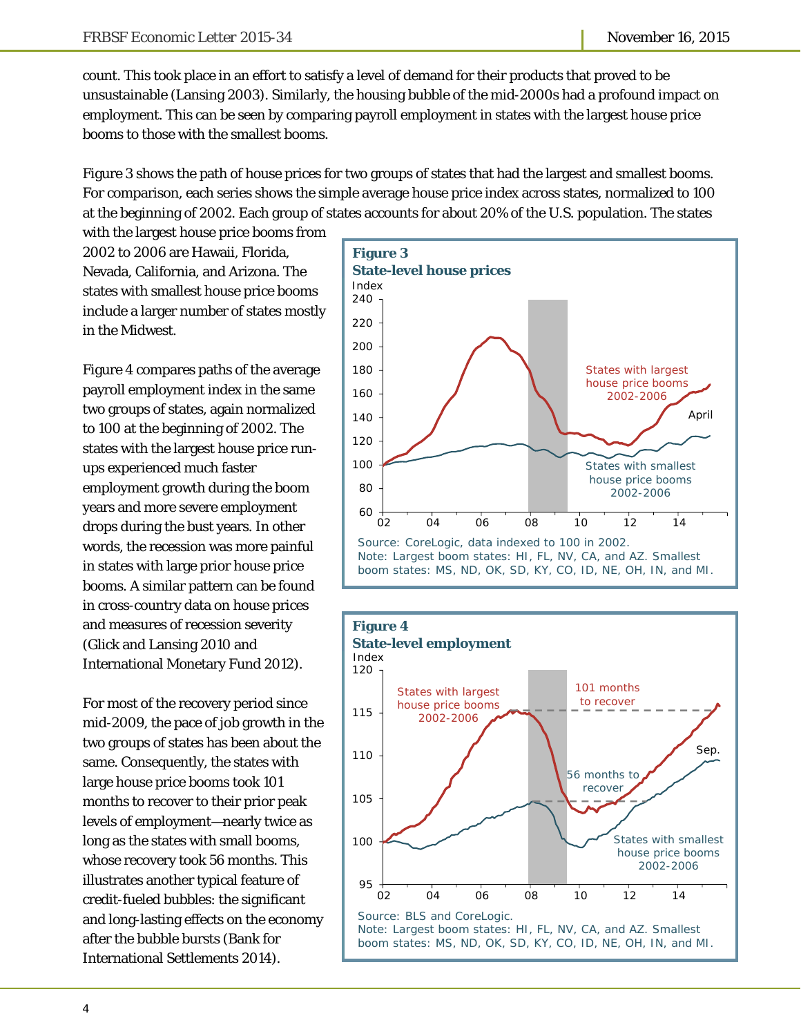count. This took place in an effort to satisfy a level of demand for their products that proved to be unsustainable (Lansing 2003). Similarly, the housing bubble of the mid-2000s had a profound impact on employment. This can be seen by comparing payroll employment in states with the largest house price booms to those with the smallest booms.

Figure 3 shows the path of house prices for two groups of states that had the largest and smallest booms. For comparison, each series shows the simple average house price index across states, normalized to 100 at the beginning of 2002. Each group of states accounts for about 20% of the U.S. population. The states with the largest house price booms from 2002 to 2006 are Hawaii, Florida, Nevada, California, and Arizona. The states with smallest house price booms include a larger number of states mostly in the Midwest.

**Figure 3**
**State-level house prices**

Source: CoreLogic, data indexed to 100 in 2002.
Note: Largest boom states: HI, FL, NV, CA, and AZ. Smallest boom states: MS, ND, OK, SD, KY, CO, ID, NE, OH, IN, and MI.

Figure 4 compares paths of the average payroll employment index in the same two groups of states, again normalized to 100 at the beginning of 2002. The states with the largest house price run-ups experienced much faster employment growth during the boom years and more severe employment drops during the bust years. In other words, the recession was more painful in states with large prior house price booms. A similar pattern can be found in cross-country data on house prices and measures of recession severity (Glick and Lansing 2010 and International Monetary Fund 2012).

**Figure 4**
**State-level employment**

Source: BLS and CoreLogic.
Note: Largest boom states: HI, FL, NV, CA, and AZ. Smallest boom states: MS, ND, OK, SD, KY, CO, ID, NE, OH, IN, and MI.

For most of the recovery period since mid-2009, the pace of job growth in the two groups of states has been about the same. Consequently, the states with large house price booms took 101 months to recover to their prior peak levels of employment—nearly twice as long as the states with small booms, whose recovery took 56 months. This illustrates another typical feature of credit-fueled bubbles: the significant and long-lasting effects on the economy after the bubble bursts (Bank for International Settlements 2014).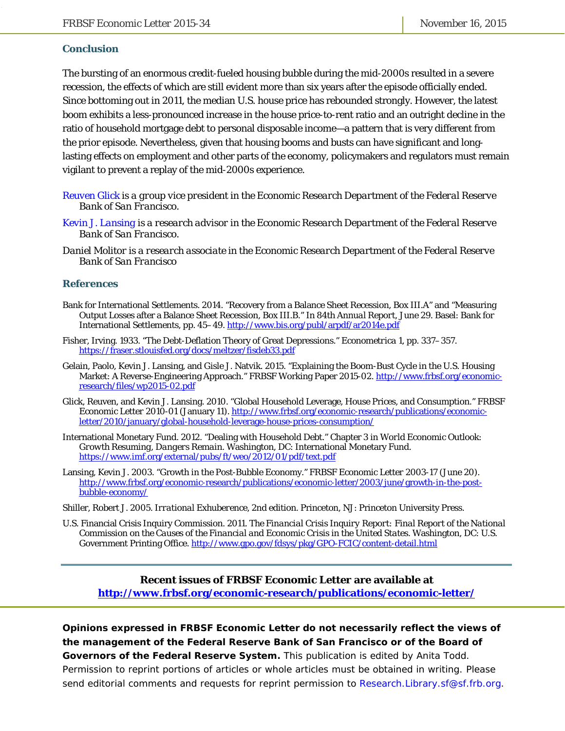## Conclusion

The bursting of an enormous credit-fueled housing bubble during the mid-2000s resulted in a severe recession, the effects of which are still evident more than six years after the episode officially ended. Since bottoming out in 2011, the median U.S. house price has rebounded strongly. However, the latest boom exhibits a less-pronounced increase in the house price-to-rent ratio and an outright decline in the ratio of household mortgage debt to personal disposable income—a pattern that is very different from the prior episode. Nevertheless, given that housing booms and busts can have significant and long-lasting effects on employment and other parts of the economy, policymakers and regulators must remain vigilant to prevent a replay of the mid-2000s experience.

Reuven Glick *is a group vice president in the Economic Research Department of the Federal Reserve Bank of San Francisco.*

*Kevin J. Lansing is a research advisor in the Economic Research Department of the Federal Reserve Bank of San Francisco.*

*Daniel Molitor is a research associate in the Economic Research Department of the Federal Reserve Bank of San Francisco*

## References

Bank for International Settlements. 2014. "Recovery from a Balance Sheet Recession, Box III.A" and "Measuring Output Losses after a Balance Sheet Recession, Box III.B." In *84th Annual Report*, June 29. Basel: Bank for International Settlements, pp. 45–49. http://www.bis.org/publ/arpdf/ar2014e.pdf

Fisher, Irving. 1933. "The Debt-Deflation Theory of Great Depressions." *Econometrica* 1, pp. 337–357. https://fraser.stlouisfed.org/docs/meltzer/fisdeb33.pdf

Gelain, Paolo, Kevin J. Lansing, and Gisle J. Natvik. 2015. "Explaining the Boom-Bust Cycle in the U.S. Housing Market: A Reverse-Engineering Approach." FRBSF Working Paper 2015-02. http://www.frbsf.org/economic-research/files/wp2015-02.pdf

Glick, Reuven, and Kevin J. Lansing. 2010. "Global Household Leverage, House Prices, and Consumption." *FRBSF Economic Letter* 2010-01 (January 11). http://www.frbsf.org/economic-research/publications/economic-letter/2010/january/global-household-leverage-house-prices-consumption/

International Monetary Fund. 2012. "Dealing with Household Debt." Chapter 3 in *World Economic Outlook: Growth Resuming, Dangers Remain*. Washington, DC: International Monetary Fund. https://www.imf.org/external/pubs/ft/weo/2012/01/pdf/text.pdf

Lansing, Kevin J. 2003. "Growth in the Post-Bubble Economy." *FRBSF Economic Letter* 2003-17 (June 20). http://www.frbsf.org/economic-research/publications/economic-letter/2003/june/growth-in-the-post-bubble-economy/

Shiller, Robert J. 2005. *Irrational Exhuberence*, 2nd edition. Princeton, NJ: Princeton University Press.

U.S. Financial Crisis Inquiry Commission. 2011. *The Financial Crisis Inquiry Report: Final Report of the National Commission on the Causes of the Financial and Economic Crisis in the United States*. Washington, DC: U.S. Government Printing Office. http://www.gpo.gov/fdsys/pkg/GPO-FCIC/content-detail.html

**Recent issues of FRBSF Economic Letter are available at**
**http://www.frbsf.org/economic-research/publications/economic-letter/**

**Opinions expressed in FRBSF Economic Letter do not necessarily reflect the views of the management of the Federal Reserve Bank of San Francisco or of the Board of Governors of the Federal Reserve System.** This publication is edited by Anita Todd. Permission to reprint portions of articles or whole articles must be obtained in writing. Please send editorial comments and requests for reprint permission to Research.Library.sf@sf.frb.org.